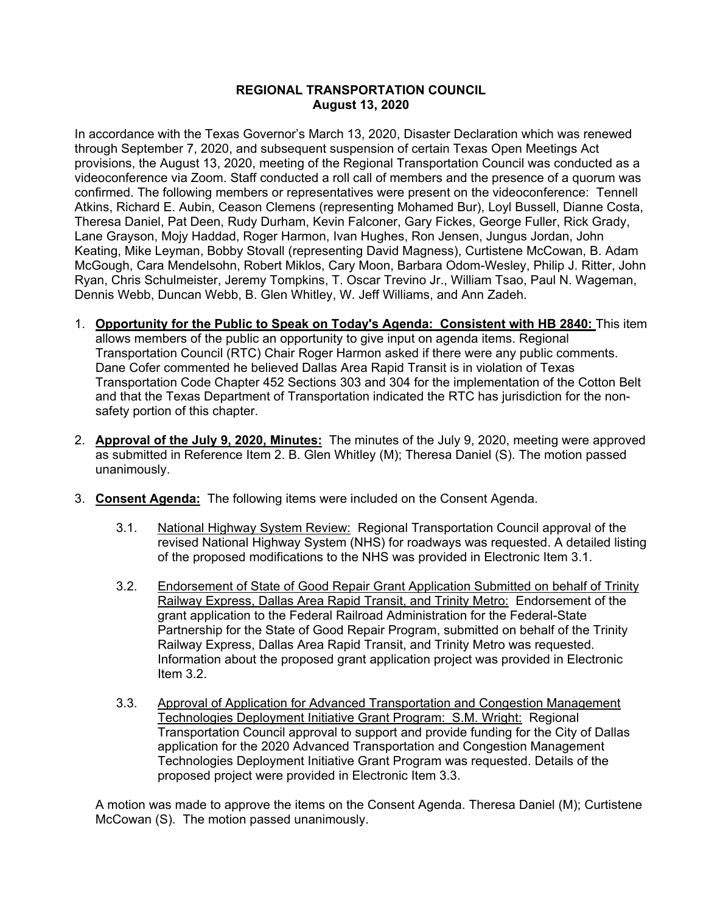# REGIONAL TRANSPORTATION COUNCIL
## August 13, 2020

In accordance with the Texas Governor's March 13, 2020, Disaster Declaration which was renewed through September 7, 2020, and subsequent suspension of certain Texas Open Meetings Act provisions, the August 13, 2020, meeting of the Regional Transportation Council was conducted as a videoconference via Zoom. Staff conducted a roll call of members and the presence of a quorum was confirmed. The following members or representatives were present on the videoconference: Tennell Atkins, Richard E. Aubin, Ceason Clemens (representing Mohamed Bur), Loyl Bussell, Dianne Costa, Theresa Daniel, Pat Deen, Rudy Durham, Kevin Falconer, Gary Fickes, George Fuller, Rick Grady, Lane Grayson, Mojy Haddad, Roger Harmon, Ivan Hughes, Ron Jensen, Jungus Jordan, John Keating, Mike Leyman, Bobby Stovall (representing David Magness), Curtistene McCowan, B. Adam McGough, Cara Mendelsohn, Robert Miklos, Cary Moon, Barbara Odom-Wesley, Philip J. Ritter, John Ryan, Chris Schulmeister, Jeremy Tompkins, T. Oscar Trevino Jr., William Tsao, Paul N. Wageman, Dennis Webb, Duncan Webb, B. Glen Whitley, W. Jeff Williams, and Ann Zadeh.

1. **<u>Opportunity for the Public to Speak on Today's Agenda: Consistent with HB 2840:</u>** This item allows members of the public an opportunity to give input on agenda items. Regional Transportation Council (RTC) Chair Roger Harmon asked if there were any public comments. Dane Cofer commented he believed Dallas Area Rapid Transit is in violation of Texas Transportation Code Chapter 452 Sections 303 and 304 for the implementation of the Cotton Belt and that the Texas Department of Transportation indicated the RTC has jurisdiction for the non-safety portion of this chapter.

2. **<u>Approval of the July 9, 2020, Minutes:</u>** The minutes of the July 9, 2020, meeting were approved as submitted in Reference Item 2. B. Glen Whitley (M); Theresa Daniel (S). The motion passed unanimously.

3. **<u>Consent Agenda:</u>** The following items were included on the Consent Agenda.

   3.1. <u>National Highway System Review:</u> Regional Transportation Council approval of the revised National Highway System (NHS) for roadways was requested. A detailed listing of the proposed modifications to the NHS was provided in Electronic Item 3.1.

   3.2. <u>Endorsement of State of Good Repair Grant Application Submitted on behalf of Trinity Railway Express, Dallas Area Rapid Transit, and Trinity Metro:</u> Endorsement of the grant application to the Federal Railroad Administration for the Federal-State Partnership for the State of Good Repair Program, submitted on behalf of the Trinity Railway Express, Dallas Area Rapid Transit, and Trinity Metro was requested. Information about the proposed grant application project was provided in Electronic Item 3.2.

   3.3. <u>Approval of Application for Advanced Transportation and Congestion Management Technologies Deployment Initiative Grant Program: S.M. Wright:</u> Regional Transportation Council approval to support and provide funding for the City of Dallas application for the 2020 Advanced Transportation and Congestion Management Technologies Deployment Initiative Grant Program was requested. Details of the proposed project were provided in Electronic Item 3.3.

   A motion was made to approve the items on the Consent Agenda. Theresa Daniel (M); Curtistene McCowan (S). The motion passed unanimously.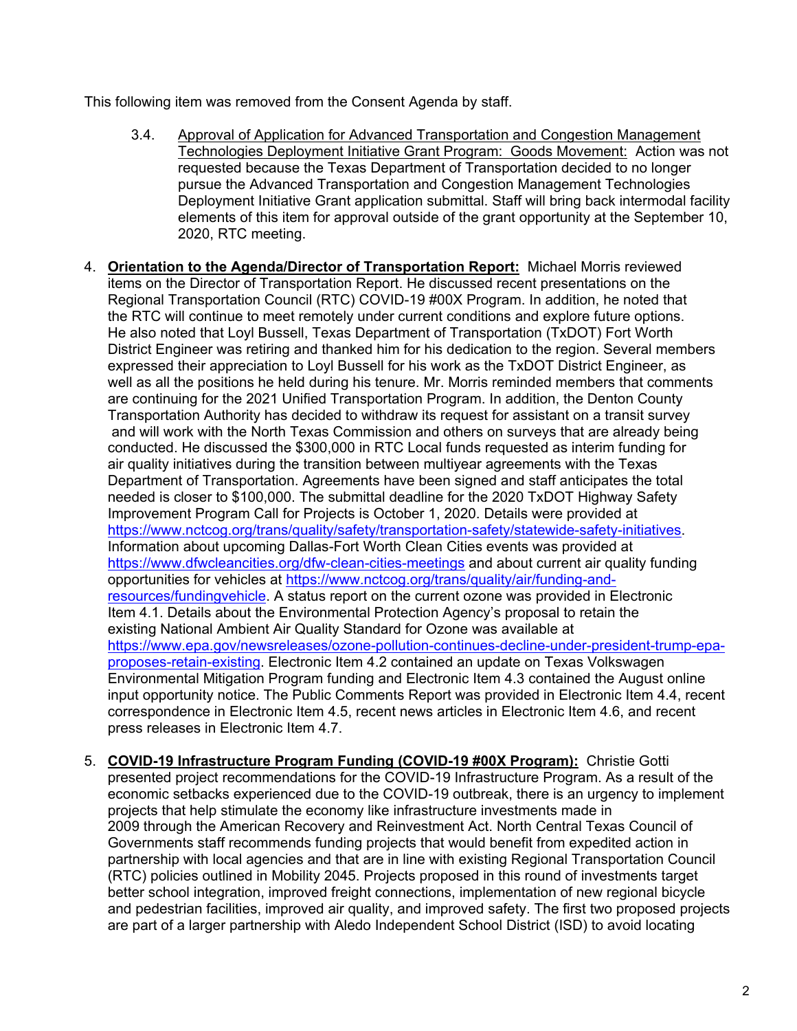This following item was removed from the Consent Agenda by staff.

3.4. Approval of Application for Advanced Transportation and Congestion Management Technologies Deployment Initiative Grant Program: Goods Movement: Action was not requested because the Texas Department of Transportation decided to no longer pursue the Advanced Transportation and Congestion Management Technologies Deployment Initiative Grant application submittal. Staff will bring back intermodal facility elements of this item for approval outside of the grant opportunity at the September 10, 2020, RTC meeting.

4. **Orientation to the Agenda/Director of Transportation Report:** Michael Morris reviewed items on the Director of Transportation Report. He discussed recent presentations on the Regional Transportation Council (RTC) COVID-19 #00X Program. In addition, he noted that the RTC will continue to meet remotely under current conditions and explore future options. He also noted that Loyl Bussell, Texas Department of Transportation (TxDOT) Fort Worth District Engineer was retiring and thanked him for his dedication to the region. Several members expressed their appreciation to Loyl Bussell for his work as the TxDOT District Engineer, as well as all the positions he held during his tenure. Mr. Morris reminded members that comments are continuing for the 2021 Unified Transportation Program. In addition, the Denton County Transportation Authority has decided to withdraw its request for assistant on a transit survey and will work with the North Texas Commission and others on surveys that are already being conducted. He discussed the $300,000 in RTC Local funds requested as interim funding for air quality initiatives during the transition between multiyear agreements with the Texas Department of Transportation. Agreements have been signed and staff anticipates the total needed is closer to $100,000. The submittal deadline for the 2020 TxDOT Highway Safety Improvement Program Call for Projects is October 1, 2020. Details were provided at https://www.nctcog.org/trans/quality/safety/transportation-safety/statewide-safety-initiatives. Information about upcoming Dallas-Fort Worth Clean Cities events was provided at https://www.dfwcleancities.org/dfw-clean-cities-meetings and about current air quality funding opportunities for vehicles at https://www.nctcog.org/trans/quality/air/funding-and-resources/fundingvehicle. A status report on the current ozone was provided in Electronic Item 4.1. Details about the Environmental Protection Agency's proposal to retain the existing National Ambient Air Quality Standard for Ozone was available at https://www.epa.gov/newsreleases/ozone-pollution-continues-decline-under-president-trump-epa-proposes-retain-existing. Electronic Item 4.2 contained an update on Texas Volkswagen Environmental Mitigation Program funding and Electronic Item 4.3 contained the August online input opportunity notice. The Public Comments Report was provided in Electronic Item 4.4, recent correspondence in Electronic Item 4.5, recent news articles in Electronic Item 4.6, and recent press releases in Electronic Item 4.7.

5. **COVID-19 Infrastructure Program Funding (COVID-19 #00X Program):** Christie Gotti presented project recommendations for the COVID-19 Infrastructure Program. As a result of the economic setbacks experienced due to the COVID-19 outbreak, there is an urgency to implement projects that help stimulate the economy like infrastructure investments made in 2009 through the American Recovery and Reinvestment Act. North Central Texas Council of Governments staff recommends funding projects that would benefit from expedited action in partnership with local agencies and that are in line with existing Regional Transportation Council (RTC) policies outlined in Mobility 2045. Projects proposed in this round of investments target better school integration, improved freight connections, implementation of new regional bicycle and pedestrian facilities, improved air quality, and improved safety. The first two proposed projects are part of a larger partnership with Aledo Independent School District (ISD) to avoid locating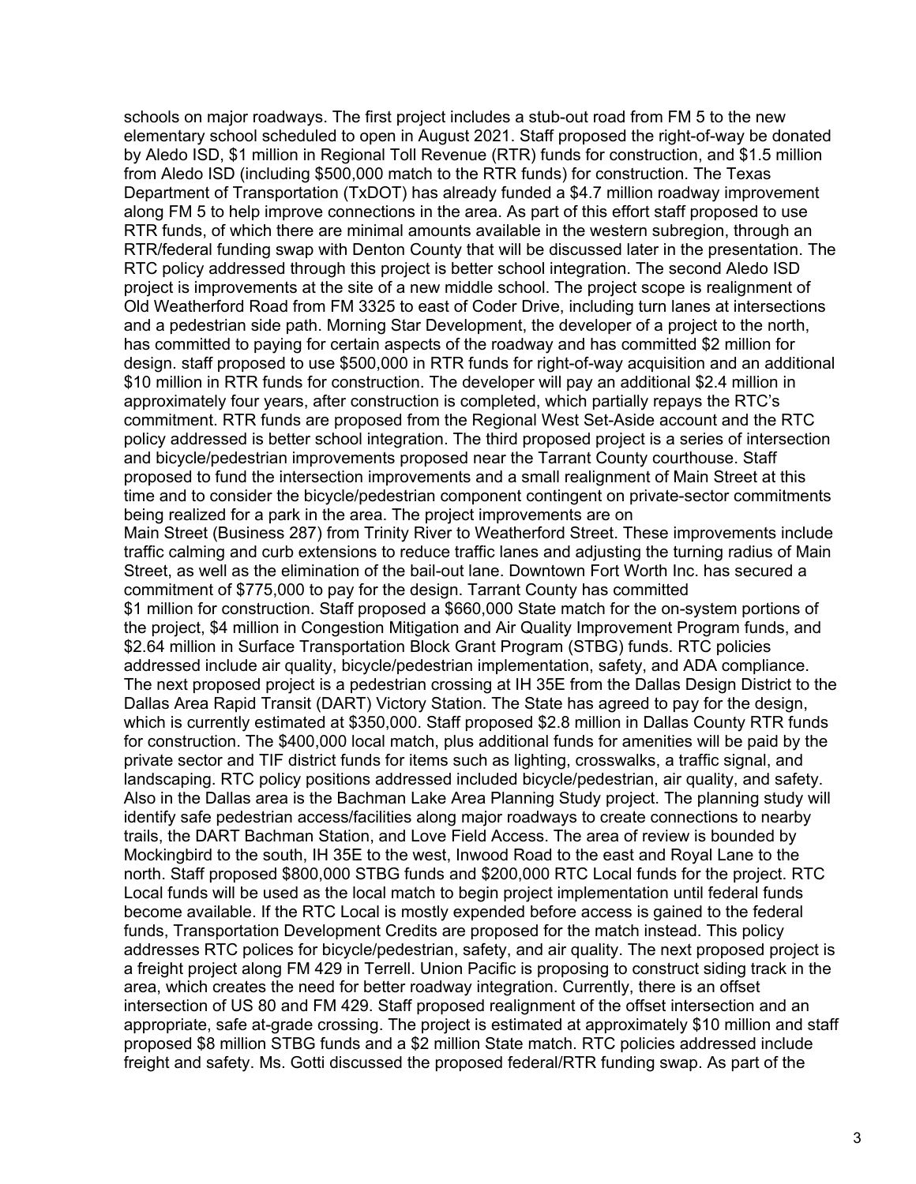schools on major roadways. The first project includes a stub-out road from FM 5 to the new elementary school scheduled to open in August 2021. Staff proposed the right-of-way be donated by Aledo ISD, $1 million in Regional Toll Revenue (RTR) funds for construction, and $1.5 million from Aledo ISD (including $500,000 match to the RTR funds) for construction. The Texas Department of Transportation (TxDOT) has already funded a $4.7 million roadway improvement along FM 5 to help improve connections in the area. As part of this effort staff proposed to use RTR funds, of which there are minimal amounts available in the western subregion, through an RTR/federal funding swap with Denton County that will be discussed later in the presentation. The RTC policy addressed through this project is better school integration. The second Aledo ISD project is improvements at the site of a new middle school. The project scope is realignment of Old Weatherford Road from FM 3325 to east of Coder Drive, including turn lanes at intersections and a pedestrian side path. Morning Star Development, the developer of a project to the north, has committed to paying for certain aspects of the roadway and has committed $2 million for design. staff proposed to use $500,000 in RTR funds for right-of-way acquisition and an additional $10 million in RTR funds for construction. The developer will pay an additional $2.4 million in approximately four years, after construction is completed, which partially repays the RTC's commitment. RTR funds are proposed from the Regional West Set-Aside account and the RTC policy addressed is better school integration. The third proposed project is a series of intersection and bicycle/pedestrian improvements proposed near the Tarrant County courthouse. Staff proposed to fund the intersection improvements and a small realignment of Main Street at this time and to consider the bicycle/pedestrian component contingent on private-sector commitments being realized for a park in the area. The project improvements are on Main Street (Business 287) from Trinity River to Weatherford Street. These improvements include traffic calming and curb extensions to reduce traffic lanes and adjusting the turning radius of Main Street, as well as the elimination of the bail-out lane. Downtown Fort Worth Inc. has secured a commitment of $775,000 to pay for the design. Tarrant County has committed $1 million for construction. Staff proposed a $660,000 State match for the on-system portions of the project, $4 million in Congestion Mitigation and Air Quality Improvement Program funds, and $2.64 million in Surface Transportation Block Grant Program (STBG) funds. RTC policies addressed include air quality, bicycle/pedestrian implementation, safety, and ADA compliance. The next proposed project is a pedestrian crossing at IH 35E from the Dallas Design District to the Dallas Area Rapid Transit (DART) Victory Station. The State has agreed to pay for the design, which is currently estimated at $350,000. Staff proposed $2.8 million in Dallas County RTR funds for construction. The $400,000 local match, plus additional funds for amenities will be paid by the private sector and TIF district funds for items such as lighting, crosswalks, a traffic signal, and landscaping. RTC policy positions addressed included bicycle/pedestrian, air quality, and safety. Also in the Dallas area is the Bachman Lake Area Planning Study project. The planning study will identify safe pedestrian access/facilities along major roadways to create connections to nearby trails, the DART Bachman Station, and Love Field Access. The area of review is bounded by Mockingbird to the south, IH 35E to the west, Inwood Road to the east and Royal Lane to the north. Staff proposed $800,000 STBG funds and $200,000 RTC Local funds for the project. RTC Local funds will be used as the local match to begin project implementation until federal funds become available. If the RTC Local is mostly expended before access is gained to the federal funds, Transportation Development Credits are proposed for the match instead. This policy addresses RTC polices for bicycle/pedestrian, safety, and air quality. The next proposed project is a freight project along FM 429 in Terrell. Union Pacific is proposing to construct siding track in the area, which creates the need for better roadway integration. Currently, there is an offset intersection of US 80 and FM 429. Staff proposed realignment of the offset intersection and an appropriate, safe at-grade crossing. The project is estimated at approximately $10 million and staff proposed $8 million STBG funds and a $2 million State match. RTC policies addressed include freight and safety. Ms. Gotti discussed the proposed federal/RTR funding swap. As part of the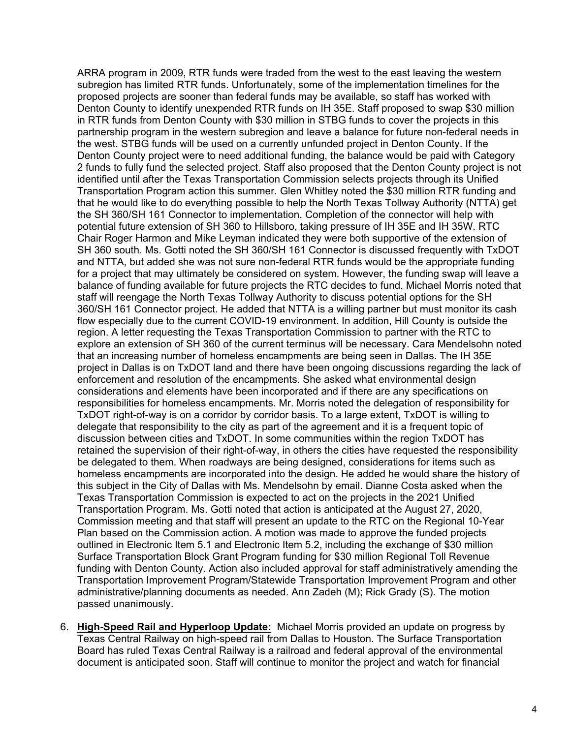ARRA program in 2009, RTR funds were traded from the west to the east leaving the western subregion has limited RTR funds. Unfortunately, some of the implementation timelines for the proposed projects are sooner than federal funds may be available, so staff has worked with Denton County to identify unexpended RTR funds on IH 35E. Staff proposed to swap $30 million in RTR funds from Denton County with $30 million in STBG funds to cover the projects in this partnership program in the western subregion and leave a balance for future non-federal needs in the west. STBG funds will be used on a currently unfunded project in Denton County. If the Denton County project were to need additional funding, the balance would be paid with Category 2 funds to fully fund the selected project. Staff also proposed that the Denton County project is not identified until after the Texas Transportation Commission selects projects through its Unified Transportation Program action this summer. Glen Whitley noted the $30 million RTR funding and that he would like to do everything possible to help the North Texas Tollway Authority (NTTA) get the SH 360/SH 161 Connector to implementation. Completion of the connector will help with potential future extension of SH 360 to Hillsboro, taking pressure of IH 35E and IH 35W. RTC Chair Roger Harmon and Mike Leyman indicated they were both supportive of the extension of SH 360 south. Ms. Gotti noted the SH 360/SH 161 Connector is discussed frequently with TxDOT and NTTA, but added she was not sure non-federal RTR funds would be the appropriate funding for a project that may ultimately be considered on system. However, the funding swap will leave a balance of funding available for future projects the RTC decides to fund. Michael Morris noted that staff will reengage the North Texas Tollway Authority to discuss potential options for the SH 360/SH 161 Connector project. He added that NTTA is a willing partner but must monitor its cash flow especially due to the current COVID-19 environment. In addition, Hill County is outside the region. A letter requesting the Texas Transportation Commission to partner with the RTC to explore an extension of SH 360 of the current terminus will be necessary. Cara Mendelsohn noted that an increasing number of homeless encampments are being seen in Dallas. The IH 35E project in Dallas is on TxDOT land and there have been ongoing discussions regarding the lack of enforcement and resolution of the encampments. She asked what environmental design considerations and elements have been incorporated and if there are any specifications on responsibilities for homeless encampments. Mr. Morris noted the delegation of responsibility for TxDOT right-of-way is on a corridor by corridor basis. To a large extent, TxDOT is willing to delegate that responsibility to the city as part of the agreement and it is a frequent topic of discussion between cities and TxDOT. In some communities within the region TxDOT has retained the supervision of their right-of-way, in others the cities have requested the responsibility be delegated to them. When roadways are being designed, considerations for items such as homeless encampments are incorporated into the design. He added he would share the history of this subject in the City of Dallas with Ms. Mendelsohn by email. Dianne Costa asked when the Texas Transportation Commission is expected to act on the projects in the 2021 Unified Transportation Program. Ms. Gotti noted that action is anticipated at the August 27, 2020, Commission meeting and that staff will present an update to the RTC on the Regional 10-Year Plan based on the Commission action. A motion was made to approve the funded projects outlined in Electronic Item 5.1 and Electronic Item 5.2, including the exchange of $30 million Surface Transportation Block Grant Program funding for $30 million Regional Toll Revenue funding with Denton County. Action also included approval for staff administratively amending the Transportation Improvement Program/Statewide Transportation Improvement Program and other administrative/planning documents as needed. Ann Zadeh (M); Rick Grady (S). The motion passed unanimously.

6. **High-Speed Rail and Hyperloop Update:** Michael Morris provided an update on progress by Texas Central Railway on high-speed rail from Dallas to Houston. The Surface Transportation Board has ruled Texas Central Railway is a railroad and federal approval of the environmental document is anticipated soon. Staff will continue to monitor the project and watch for financial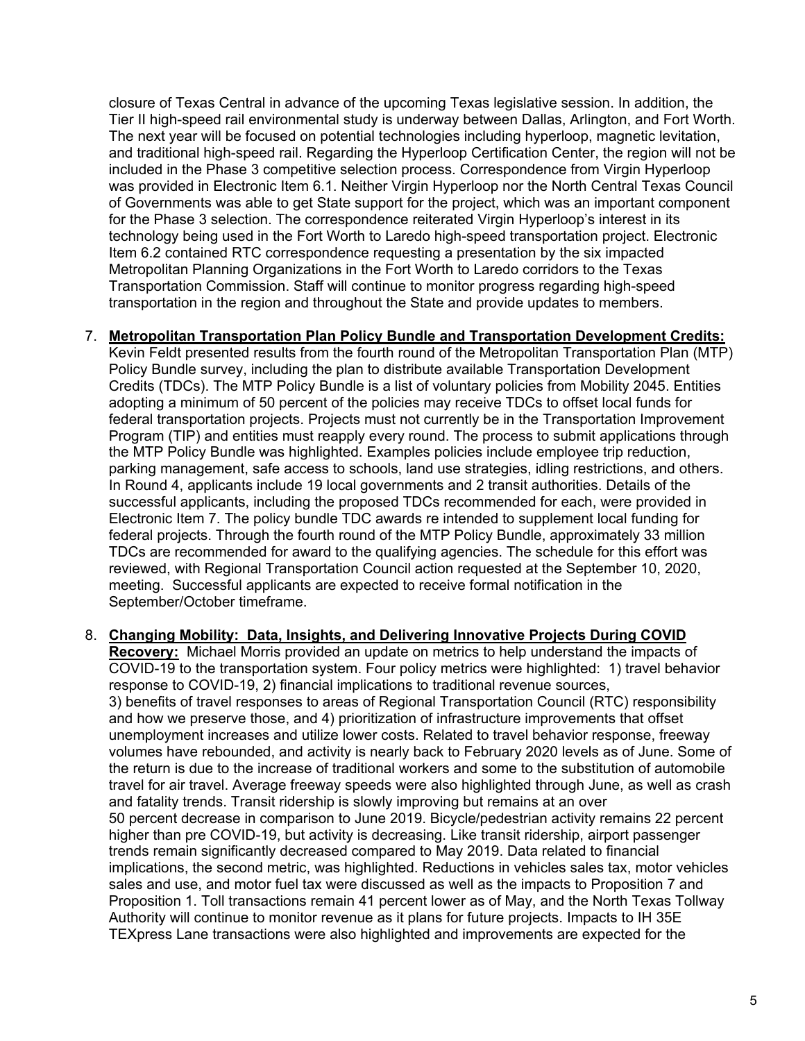closure of Texas Central in advance of the upcoming Texas legislative session. In addition, the Tier II high-speed rail environmental study is underway between Dallas, Arlington, and Fort Worth. The next year will be focused on potential technologies including hyperloop, magnetic levitation, and traditional high-speed rail. Regarding the Hyperloop Certification Center, the region will not be included in the Phase 3 competitive selection process. Correspondence from Virgin Hyperloop was provided in Electronic Item 6.1. Neither Virgin Hyperloop nor the North Central Texas Council of Governments was able to get State support for the project, which was an important component for the Phase 3 selection. The correspondence reiterated Virgin Hyperloop's interest in its technology being used in the Fort Worth to Laredo high-speed transportation project. Electronic Item 6.2 contained RTC correspondence requesting a presentation by the six impacted Metropolitan Planning Organizations in the Fort Worth to Laredo corridors to the Texas Transportation Commission. Staff will continue to monitor progress regarding high-speed transportation in the region and throughout the State and provide updates to members.

7. **<u>Metropolitan Transportation Plan Policy Bundle and Transportation Development Credits:</u>** Kevin Feldt presented results from the fourth round of the Metropolitan Transportation Plan (MTP) Policy Bundle survey, including the plan to distribute available Transportation Development Credits (TDCs). The MTP Policy Bundle is a list of voluntary policies from Mobility 2045. Entities adopting a minimum of 50 percent of the policies may receive TDCs to offset local funds for federal transportation projects. Projects must not currently be in the Transportation Improvement Program (TIP) and entities must reapply every round. The process to submit applications through the MTP Policy Bundle was highlighted. Examples policies include employee trip reduction, parking management, safe access to schools, land use strategies, idling restrictions, and others. In Round 4, applicants include 19 local governments and 2 transit authorities. Details of the successful applicants, including the proposed TDCs recommended for each, were provided in Electronic Item 7. The policy bundle TDC awards re intended to supplement local funding for federal projects. Through the fourth round of the MTP Policy Bundle, approximately 33 million TDCs are recommended for award to the qualifying agencies. The schedule for this effort was reviewed, with Regional Transportation Council action requested at the September 10, 2020, meeting. Successful applicants are expected to receive formal notification in the September/October timeframe.

8. **<u>Changing Mobility: Data, Insights, and Delivering Innovative Projects During COVID Recovery:</u>** Michael Morris provided an update on metrics to help understand the impacts of COVID-19 to the transportation system. Four policy metrics were highlighted: 1) travel behavior response to COVID-19, 2) financial implications to traditional revenue sources, 3) benefits of travel responses to areas of Regional Transportation Council (RTC) responsibility and how we preserve those, and 4) prioritization of infrastructure improvements that offset unemployment increases and utilize lower costs. Related to travel behavior response, freeway volumes have rebounded, and activity is nearly back to February 2020 levels as of June. Some of the return is due to the increase of traditional workers and some to the substitution of automobile travel for air travel. Average freeway speeds were also highlighted through June, as well as crash and fatality trends. Transit ridership is slowly improving but remains at an over 50 percent decrease in comparison to June 2019. Bicycle/pedestrian activity remains 22 percent higher than pre COVID-19, but activity is decreasing. Like transit ridership, airport passenger trends remain significantly decreased compared to May 2019. Data related to financial implications, the second metric, was highlighted. Reductions in vehicles sales tax, motor vehicles sales and use, and motor fuel tax were discussed as well as the impacts to Proposition 7 and Proposition 1. Toll transactions remain 41 percent lower as of May, and the North Texas Tollway Authority will continue to monitor revenue as it plans for future projects. Impacts to IH 35E TEXpress Lane transactions were also highlighted and improvements are expected for the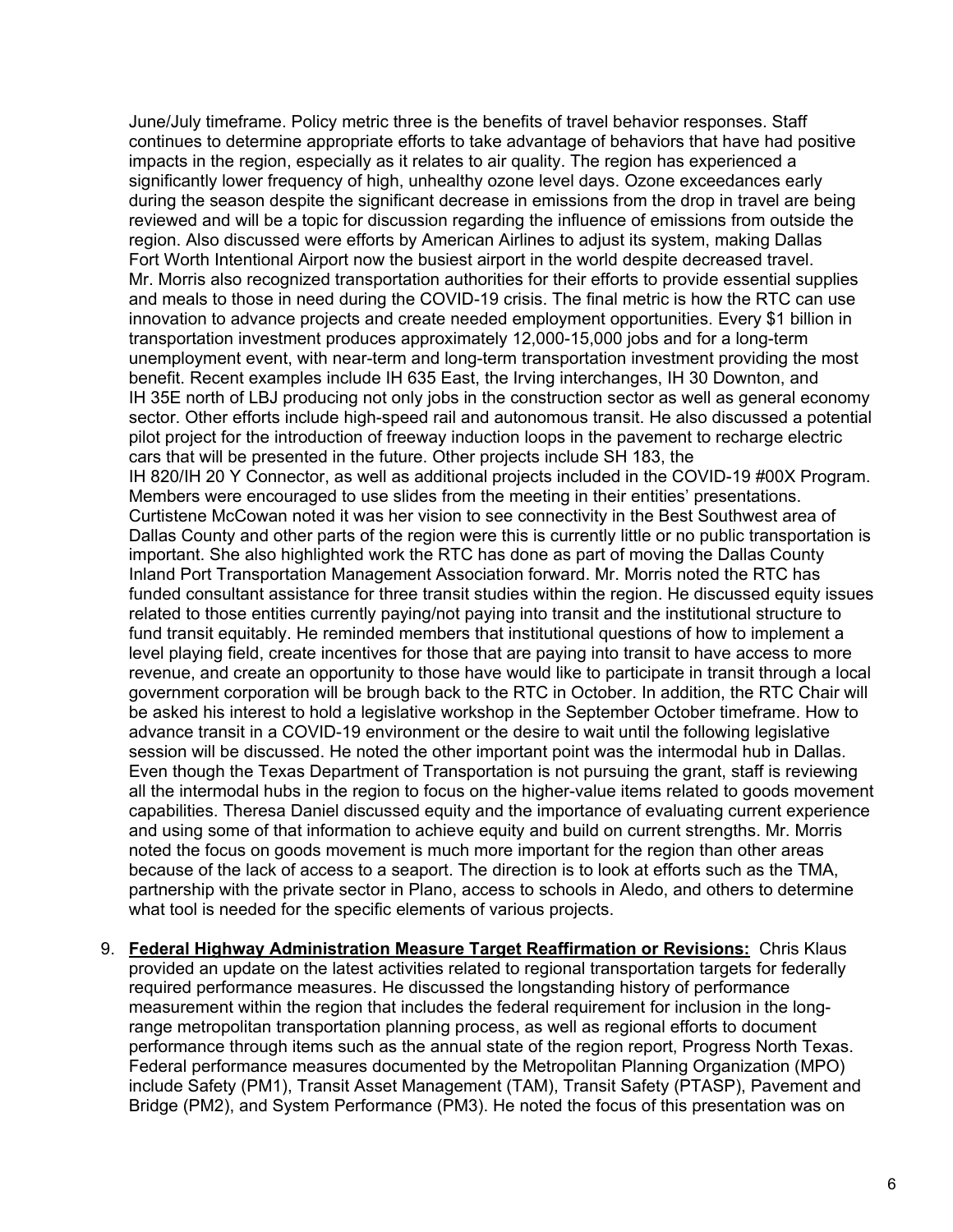June/July timeframe. Policy metric three is the benefits of travel behavior responses. Staff continues to determine appropriate efforts to take advantage of behaviors that have had positive impacts in the region, especially as it relates to air quality. The region has experienced a significantly lower frequency of high, unhealthy ozone level days. Ozone exceedances early during the season despite the significant decrease in emissions from the drop in travel are being reviewed and will be a topic for discussion regarding the influence of emissions from outside the region. Also discussed were efforts by American Airlines to adjust its system, making Dallas Fort Worth Intentional Airport now the busiest airport in the world despite decreased travel. Mr. Morris also recognized transportation authorities for their efforts to provide essential supplies and meals to those in need during the COVID-19 crisis. The final metric is how the RTC can use innovation to advance projects and create needed employment opportunities. Every $1 billion in transportation investment produces approximately 12,000-15,000 jobs and for a long-term unemployment event, with near-term and long-term transportation investment providing the most benefit. Recent examples include IH 635 East, the Irving interchanges, IH 30 Downton, and IH 35E north of LBJ producing not only jobs in the construction sector as well as general economy sector. Other efforts include high-speed rail and autonomous transit. He also discussed a potential pilot project for the introduction of freeway induction loops in the pavement to recharge electric cars that will be presented in the future. Other projects include SH 183, the IH 820/IH 20 Y Connector, as well as additional projects included in the COVID-19 #00X Program. Members were encouraged to use slides from the meeting in their entities' presentations. Curtistene McCowan noted it was her vision to see connectivity in the Best Southwest area of Dallas County and other parts of the region were this is currently little or no public transportation is important. She also highlighted work the RTC has done as part of moving the Dallas County Inland Port Transportation Management Association forward. Mr. Morris noted the RTC has funded consultant assistance for three transit studies within the region. He discussed equity issues related to those entities currently paying/not paying into transit and the institutional structure to fund transit equitably. He reminded members that institutional questions of how to implement a level playing field, create incentives for those that are paying into transit to have access to more revenue, and create an opportunity to those have would like to participate in transit through a local government corporation will be brough back to the RTC in October. In addition, the RTC Chair will be asked his interest to hold a legislative workshop in the September October timeframe. How to advance transit in a COVID-19 environment or the desire to wait until the following legislative session will be discussed. He noted the other important point was the intermodal hub in Dallas. Even though the Texas Department of Transportation is not pursuing the grant, staff is reviewing all the intermodal hubs in the region to focus on the higher-value items related to goods movement capabilities. Theresa Daniel discussed equity and the importance of evaluating current experience and using some of that information to achieve equity and build on current strengths. Mr. Morris noted the focus on goods movement is much more important for the region than other areas because of the lack of access to a seaport. The direction is to look at efforts such as the TMA, partnership with the private sector in Plano, access to schools in Aledo, and others to determine what tool is needed for the specific elements of various projects.

9. **<u>Federal Highway Administration Measure Target Reaffirmation or Revisions:</u>** Chris Klaus provided an update on the latest activities related to regional transportation targets for federally required performance measures. He discussed the longstanding history of performance measurement within the region that includes the federal requirement for inclusion in the long-range metropolitan transportation planning process, as well as regional efforts to document performance through items such as the annual state of the region report, Progress North Texas. Federal performance measures documented by the Metropolitan Planning Organization (MPO) include Safety (PM1), Transit Asset Management (TAM), Transit Safety (PTASP), Pavement and Bridge (PM2), and System Performance (PM3). He noted the focus of this presentation was on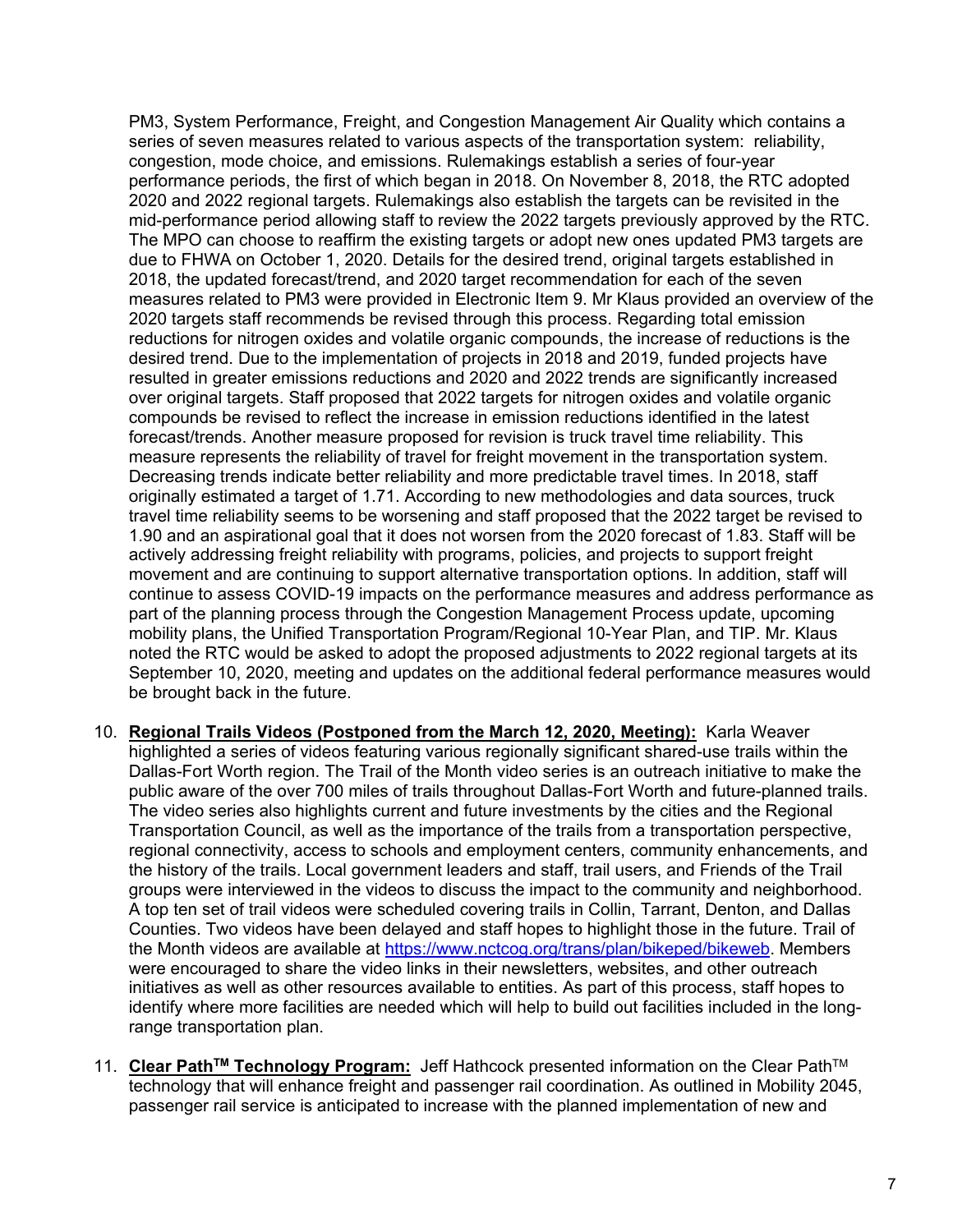PM3, System Performance, Freight, and Congestion Management Air Quality which contains a series of seven measures related to various aspects of the transportation system: reliability, congestion, mode choice, and emissions. Rulemakings establish a series of four-year performance periods, the first of which began in 2018. On November 8, 2018, the RTC adopted 2020 and 2022 regional targets. Rulemakings also establish the targets can be revisited in the mid-performance period allowing staff to review the 2022 targets previously approved by the RTC. The MPO can choose to reaffirm the existing targets or adopt new ones updated PM3 targets are due to FHWA on October 1, 2020. Details for the desired trend, original targets established in 2018, the updated forecast/trend, and 2020 target recommendation for each of the seven measures related to PM3 were provided in Electronic Item 9. Mr Klaus provided an overview of the 2020 targets staff recommends be revised through this process. Regarding total emission reductions for nitrogen oxides and volatile organic compounds, the increase of reductions is the desired trend. Due to the implementation of projects in 2018 and 2019, funded projects have resulted in greater emissions reductions and 2020 and 2022 trends are significantly increased over original targets. Staff proposed that 2022 targets for nitrogen oxides and volatile organic compounds be revised to reflect the increase in emission reductions identified in the latest forecast/trends. Another measure proposed for revision is truck travel time reliability. This measure represents the reliability of travel for freight movement in the transportation system. Decreasing trends indicate better reliability and more predictable travel times. In 2018, staff originally estimated a target of 1.71. According to new methodologies and data sources, truck travel time reliability seems to be worsening and staff proposed that the 2022 target be revised to 1.90 and an aspirational goal that it does not worsen from the 2020 forecast of 1.83. Staff will be actively addressing freight reliability with programs, policies, and projects to support freight movement and are continuing to support alternative transportation options. In addition, staff will continue to assess COVID-19 impacts on the performance measures and address performance as part of the planning process through the Congestion Management Process update, upcoming mobility plans, the Unified Transportation Program/Regional 10-Year Plan, and TIP. Mr. Klaus noted the RTC would be asked to adopt the proposed adjustments to 2022 regional targets at its September 10, 2020, meeting and updates on the additional federal performance measures would be brought back in the future.

10. **Regional Trails Videos (Postponed from the March 12, 2020, Meeting):** Karla Weaver highlighted a series of videos featuring various regionally significant shared-use trails within the Dallas-Fort Worth region. The Trail of the Month video series is an outreach initiative to make the public aware of the over 700 miles of trails throughout Dallas-Fort Worth and future-planned trails. The video series also highlights current and future investments by the cities and the Regional Transportation Council, as well as the importance of the trails from a transportation perspective, regional connectivity, access to schools and employment centers, community enhancements, and the history of the trails. Local government leaders and staff, trail users, and Friends of the Trail groups were interviewed in the videos to discuss the impact to the community and neighborhood. A top ten set of trail videos were scheduled covering trails in Collin, Tarrant, Denton, and Dallas Counties. Two videos have been delayed and staff hopes to highlight those in the future. Trail of the Month videos are available at https://www.nctcog.org/trans/plan/bikeped/bikeweb. Members were encouraged to share the video links in their newsletters, websites, and other outreach initiatives as well as other resources available to entities. As part of this process, staff hopes to identify where more facilities are needed which will help to build out facilities included in the long-range transportation plan.

11. **Clear Path™ Technology Program:** Jeff Hathcock presented information on the Clear Path™ technology that will enhance freight and passenger rail coordination. As outlined in Mobility 2045, passenger rail service is anticipated to increase with the planned implementation of new and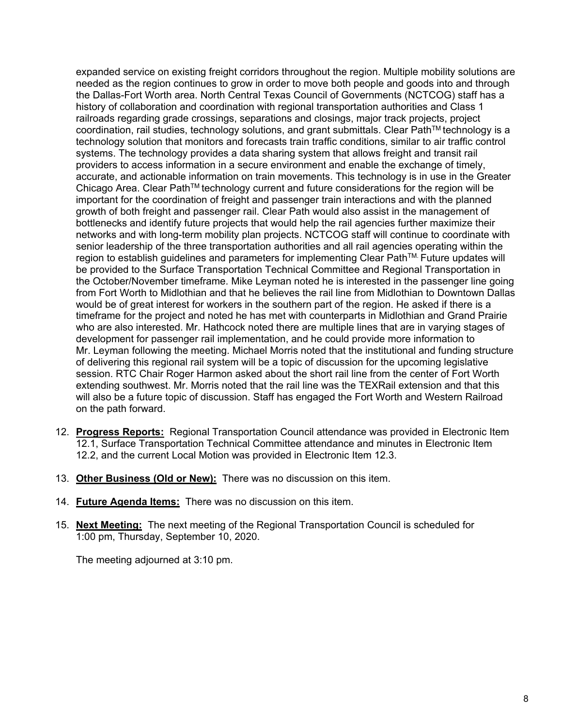expanded service on existing freight corridors throughout the region. Multiple mobility solutions are needed as the region continues to grow in order to move both people and goods into and through the Dallas-Fort Worth area. North Central Texas Council of Governments (NCTCOG) staff has a history of collaboration and coordination with regional transportation authorities and Class 1 railroads regarding grade crossings, separations and closings, major track projects, project coordination, rail studies, technology solutions, and grant submittals. Clear Path™ technology is a technology solution that monitors and forecasts train traffic conditions, similar to air traffic control systems. The technology provides a data sharing system that allows freight and transit rail providers to access information in a secure environment and enable the exchange of timely, accurate, and actionable information on train movements. This technology is in use in the Greater Chicago Area. Clear Path™ technology current and future considerations for the region will be important for the coordination of freight and passenger train interactions and with the planned growth of both freight and passenger rail. Clear Path would also assist in the management of bottlenecks and identify future projects that would help the rail agencies further maximize their networks and with long-term mobility plan projects. NCTCOG staff will continue to coordinate with senior leadership of the three transportation authorities and all rail agencies operating within the region to establish guidelines and parameters for implementing Clear Path™. Future updates will be provided to the Surface Transportation Technical Committee and Regional Transportation in the October/November timeframe. Mike Leyman noted he is interested in the passenger line going from Fort Worth to Midlothian and that he believes the rail line from Midlothian to Downtown Dallas would be of great interest for workers in the southern part of the region. He asked if there is a timeframe for the project and noted he has met with counterparts in Midlothian and Grand Prairie who are also interested. Mr. Hathcock noted there are multiple lines that are in varying stages of development for passenger rail implementation, and he could provide more information to Mr. Leyman following the meeting. Michael Morris noted that the institutional and funding structure of delivering this regional rail system will be a topic of discussion for the upcoming legislative session. RTC Chair Roger Harmon asked about the short rail line from the center of Fort Worth extending southwest. Mr. Morris noted that the rail line was the TEXRail extension and that this will also be a future topic of discussion. Staff has engaged the Fort Worth and Western Railroad on the path forward.

12. **Progress Reports:** Regional Transportation Council attendance was provided in Electronic Item 12.1, Surface Transportation Technical Committee attendance and minutes in Electronic Item 12.2, and the current Local Motion was provided in Electronic Item 12.3.

13. **Other Business (Old or New):** There was no discussion on this item.

14. **Future Agenda Items:** There was no discussion on this item.

15. **Next Meeting:** The next meeting of the Regional Transportation Council is scheduled for 1:00 pm, Thursday, September 10, 2020.

    The meeting adjourned at 3:10 pm.